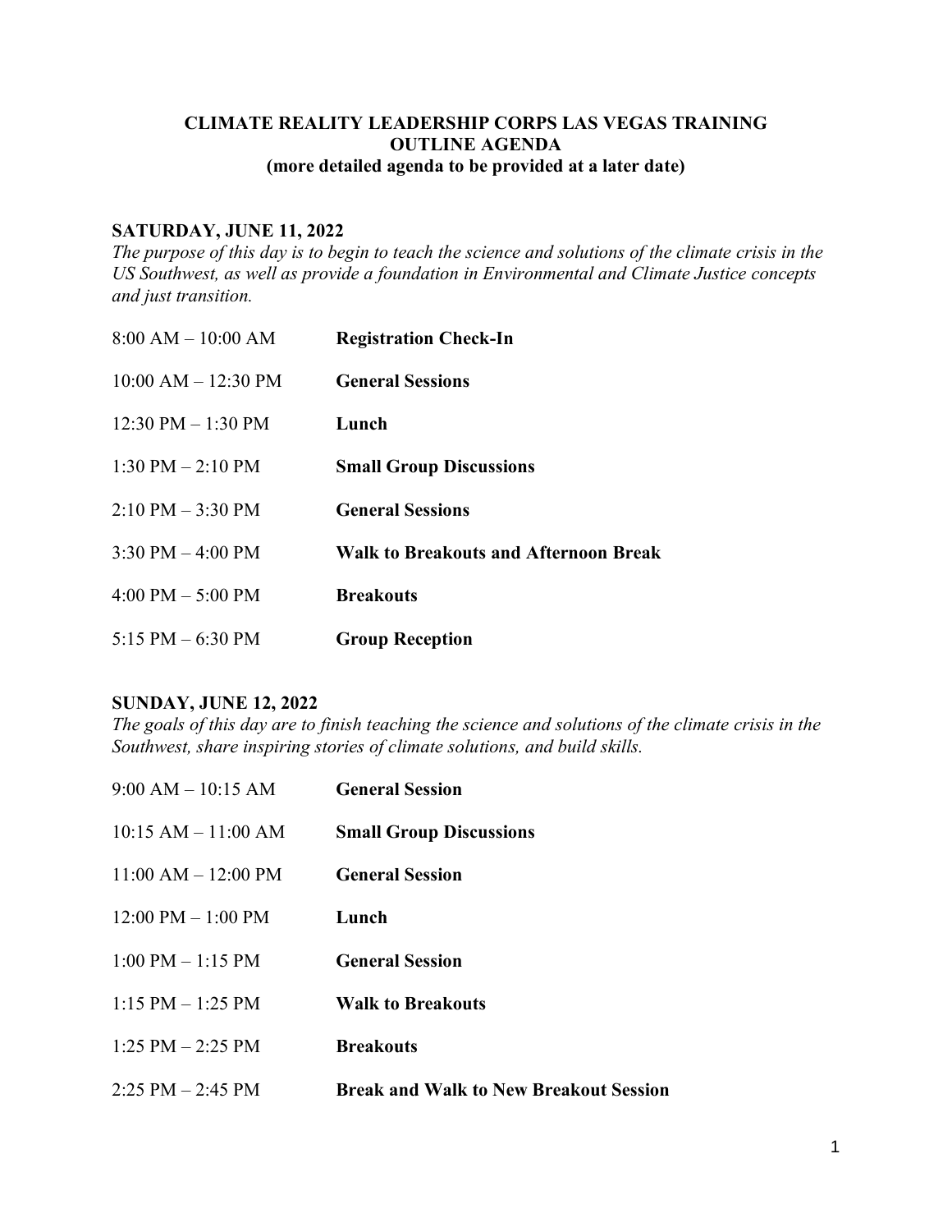# CLIMATE REALITY LEADERSHIP CORPS LAS VEGAS TRAINING
# OUTLINE AGENDA
**(more detailed agenda to be provided at a later date)**

## SATURDAY, JUNE 11, 2022

*The purpose of this day is to begin to teach the science and solutions of the climate crisis in the US Southwest, as well as provide a foundation in Environmental and Climate Justice concepts and just transition.*

| | |
|---|---|
| 8:00 AM – 10:00 AM | **Registration Check-In** |
| 10:00 AM – 12:30 PM | **General Sessions** |
| 12:30 PM – 1:30 PM | **Lunch** |
| 1:30 PM – 2:10 PM | **Small Group Discussions** |
| 2:10 PM – 3:30 PM | **General Sessions** |
| 3:30 PM – 4:00 PM | **Walk to Breakouts and Afternoon Break** |
| 4:00 PM – 5:00 PM | **Breakouts** |
| 5:15 PM – 6:30 PM | **Group Reception** |

## SUNDAY, JUNE 12, 2022

*The goals of this day are to finish teaching the science and solutions of the climate crisis in the Southwest, share inspiring stories of climate solutions, and build skills.*

| | |
|---|---|
| 9:00 AM – 10:15 AM | **General Session** |
| 10:15 AM – 11:00 AM | **Small Group Discussions** |
| 11:00 AM – 12:00 PM | **General Session** |
| 12:00 PM – 1:00 PM | **Lunch** |
| 1:00 PM – 1:15 PM | **General Session** |
| 1:15 PM – 1:25 PM | **Walk to Breakouts** |
| 1:25 PM – 2:25 PM | **Breakouts** |
| 2:25 PM – 2:45 PM | **Break and Walk to New Breakout Session** |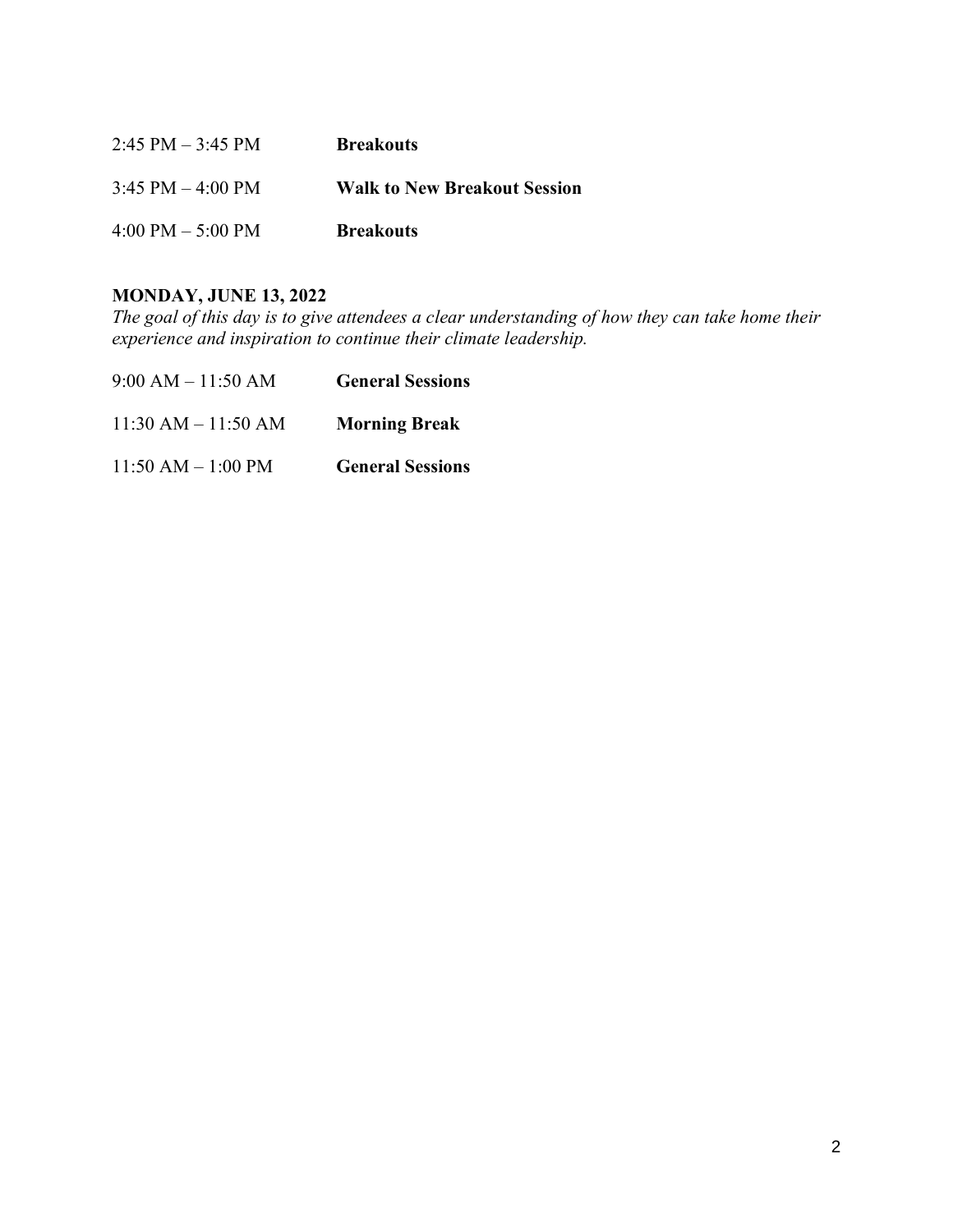| | |
|---|---|
| 2:45 PM – 3:45 PM | **Breakouts** |
| 3:45 PM – 4:00 PM | **Walk to New Breakout Session** |
| 4:00 PM – 5:00 PM | **Breakouts** |

## MONDAY, JUNE 13, 2022

*The goal of this day is to give attendees a clear understanding of how they can take home their experience and inspiration to continue their climate leadership.*

| | |
|---|---|
| 9:00 AM – 11:50 AM | **General Sessions** |
| 11:30 AM – 11:50 AM | **Morning Break** |
| 11:50 AM – 1:00 PM | **General Sessions** |